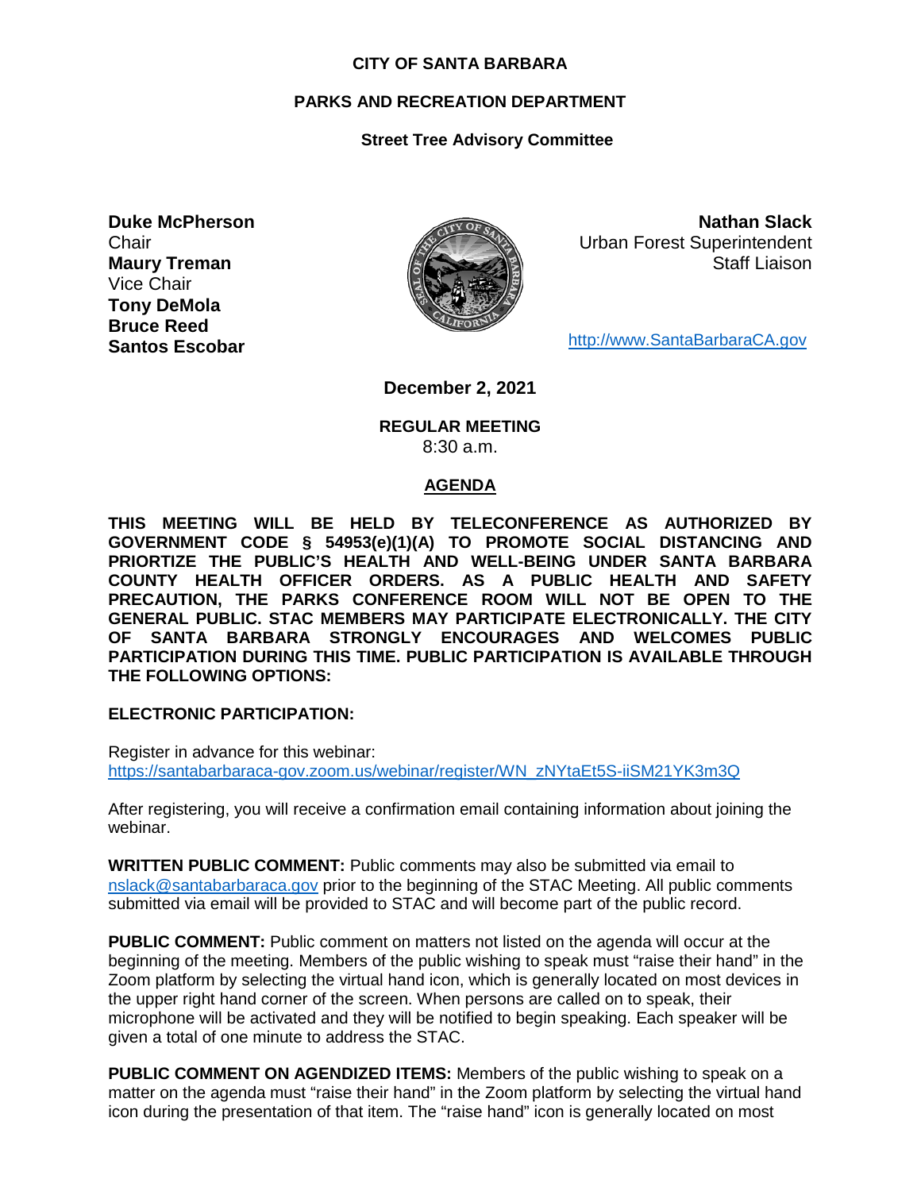**CITY OF SANTA BARBARA**

**PARKS AND RECREATION DEPARTMENT**

**Street Tree Advisory Committee**

**Duke McPherson**
Chair
**Maury Treman**
Vice Chair
**Tony DeMola**
**Bruce Reed**
**Santos Escobar**

**Nathan Slack**
Urban Forest Superintendent
Staff Liaison

http://www.SantaBarbaraCA.gov

**December 2, 2021**

**REGULAR MEETING**
8:30 a.m.

**AGENDA**

**THIS MEETING WILL BE HELD BY TELECONFERENCE AS AUTHORIZED BY GOVERNMENT CODE § 54953(e)(1)(A) TO PROMOTE SOCIAL DISTANCING AND PRIORTIZE THE PUBLIC'S HEALTH AND WELL-BEING UNDER SANTA BARBARA COUNTY HEALTH OFFICER ORDERS. AS A PUBLIC HEALTH AND SAFETY PRECAUTION, THE PARKS CONFERENCE ROOM WILL NOT BE OPEN TO THE GENERAL PUBLIC. STAC MEMBERS MAY PARTICIPATE ELECTRONICALLY. THE CITY OF SANTA BARBARA STRONGLY ENCOURAGES AND WELCOMES PUBLIC PARTICIPATION DURING THIS TIME. PUBLIC PARTICIPATION IS AVAILABLE THROUGH THE FOLLOWING OPTIONS:**

**ELECTRONIC PARTICIPATION:**

Register in advance for this webinar:
https://santabarbaraca-gov.zoom.us/webinar/register/WN_zNYtaEt5S-iiSM21YK3m3Q

After registering, you will receive a confirmation email containing information about joining the webinar.

**WRITTEN PUBLIC COMMENT:** Public comments may also be submitted via email to nslack@santabarbaraca.gov prior to the beginning of the STAC Meeting. All public comments submitted via email will be provided to STAC and will become part of the public record.

**PUBLIC COMMENT:** Public comment on matters not listed on the agenda will occur at the beginning of the meeting. Members of the public wishing to speak must "raise their hand" in the Zoom platform by selecting the virtual hand icon, which is generally located on most devices in the upper right hand corner of the screen. When persons are called on to speak, their microphone will be activated and they will be notified to begin speaking. Each speaker will be given a total of one minute to address the STAC.

**PUBLIC COMMENT ON AGENDIZED ITEMS:** Members of the public wishing to speak on a matter on the agenda must "raise their hand" in the Zoom platform by selecting the virtual hand icon during the presentation of that item. The "raise hand" icon is generally located on most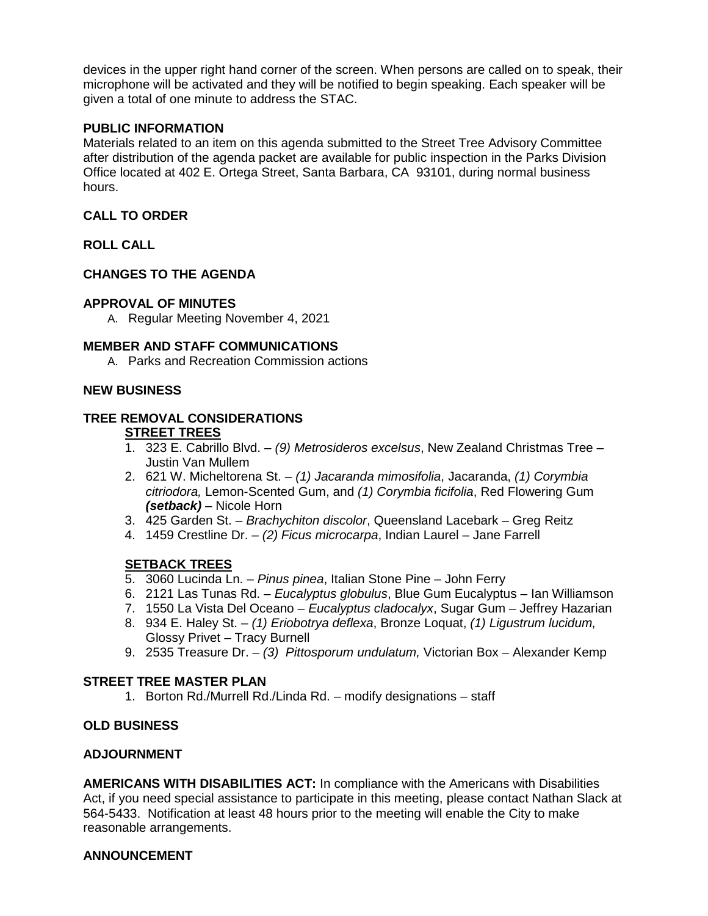devices in the upper right hand corner of the screen. When persons are called on to speak, their microphone will be activated and they will be notified to begin speaking. Each speaker will be given a total of one minute to address the STAC.

**PUBLIC INFORMATION**

Materials related to an item on this agenda submitted to the Street Tree Advisory Committee after distribution of the agenda packet are available for public inspection in the Parks Division Office located at 402 E. Ortega Street, Santa Barbara, CA 93101, during normal business hours.

**CALL TO ORDER**

**ROLL CALL**

**CHANGES TO THE AGENDA**

**APPROVAL OF MINUTES**

A. Regular Meeting November 4, 2021

**MEMBER AND STAFF COMMUNICATIONS**

A. Parks and Recreation Commission actions

**NEW BUSINESS**

**TREE REMOVAL CONSIDERATIONS**

**STREET TREES**

1. 323 E. Cabrillo Blvd. – *(9) Metrosideros excelsus*, New Zealand Christmas Tree – Justin Van Mullem
2. 621 W. Micheltorena St. – *(1) Jacaranda mimosifolia*, Jacaranda, *(1) Corymbia citriodora,* Lemon-Scented Gum, and *(1) Corymbia ficifolia*, Red Flowering Gum ***(setback)*** – Nicole Horn
3. 425 Garden St. – *Brachychiton discolor*, Queensland Lacebark – Greg Reitz
4. 1459 Crestline Dr. – *(2) Ficus microcarpa*, Indian Laurel – Jane Farrell

**SETBACK TREES**

5. 3060 Lucinda Ln. – *Pinus pinea*, Italian Stone Pine – John Ferry
6. 2121 Las Tunas Rd. – *Eucalyptus globulus*, Blue Gum Eucalyptus – Ian Williamson
7. 1550 La Vista Del Oceano – *Eucalyptus cladocalyx*, Sugar Gum – Jeffrey Hazarian
8. 934 E. Haley St. – *(1) Eriobotrya deflexa*, Bronze Loquat, *(1) Ligustrum lucidum,* Glossy Privet – Tracy Burnell
9. 2535 Treasure Dr. – *(3) Pittosporum undulatum,* Victorian Box – Alexander Kemp

**STREET TREE MASTER PLAN**

1. Borton Rd./Murrell Rd./Linda Rd. – modify designations – staff

**OLD BUSINESS**

**ADJOURNMENT**

**AMERICANS WITH DISABILITIES ACT:** In compliance with the Americans with Disabilities Act, if you need special assistance to participate in this meeting, please contact Nathan Slack at 564-5433. Notification at least 48 hours prior to the meeting will enable the City to make reasonable arrangements.

**ANNOUNCEMENT**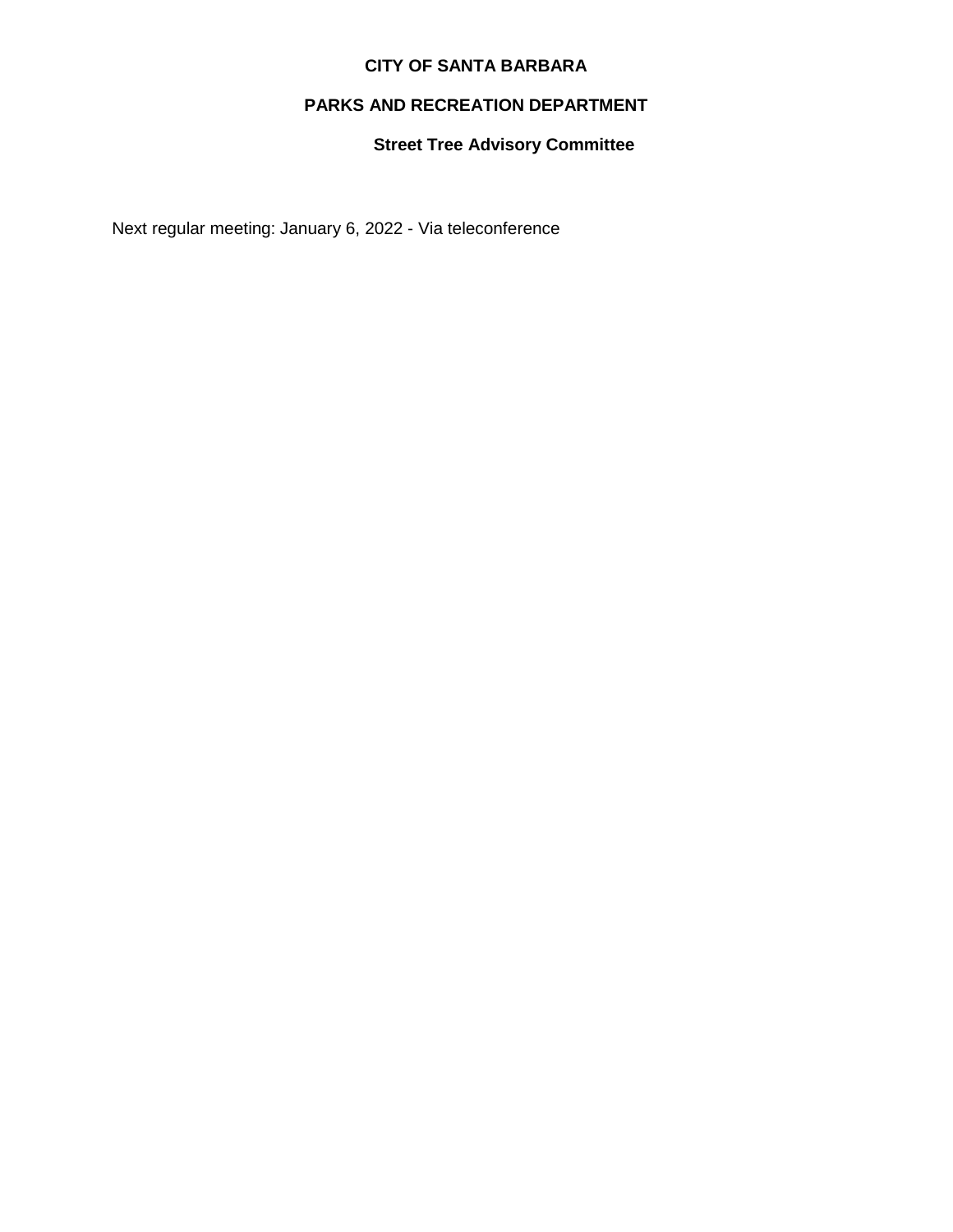**CITY OF SANTA BARBARA**

**PARKS AND RECREATION DEPARTMENT**

**Street Tree Advisory Committee**

Next regular meeting: January 6, 2022 - Via teleconference